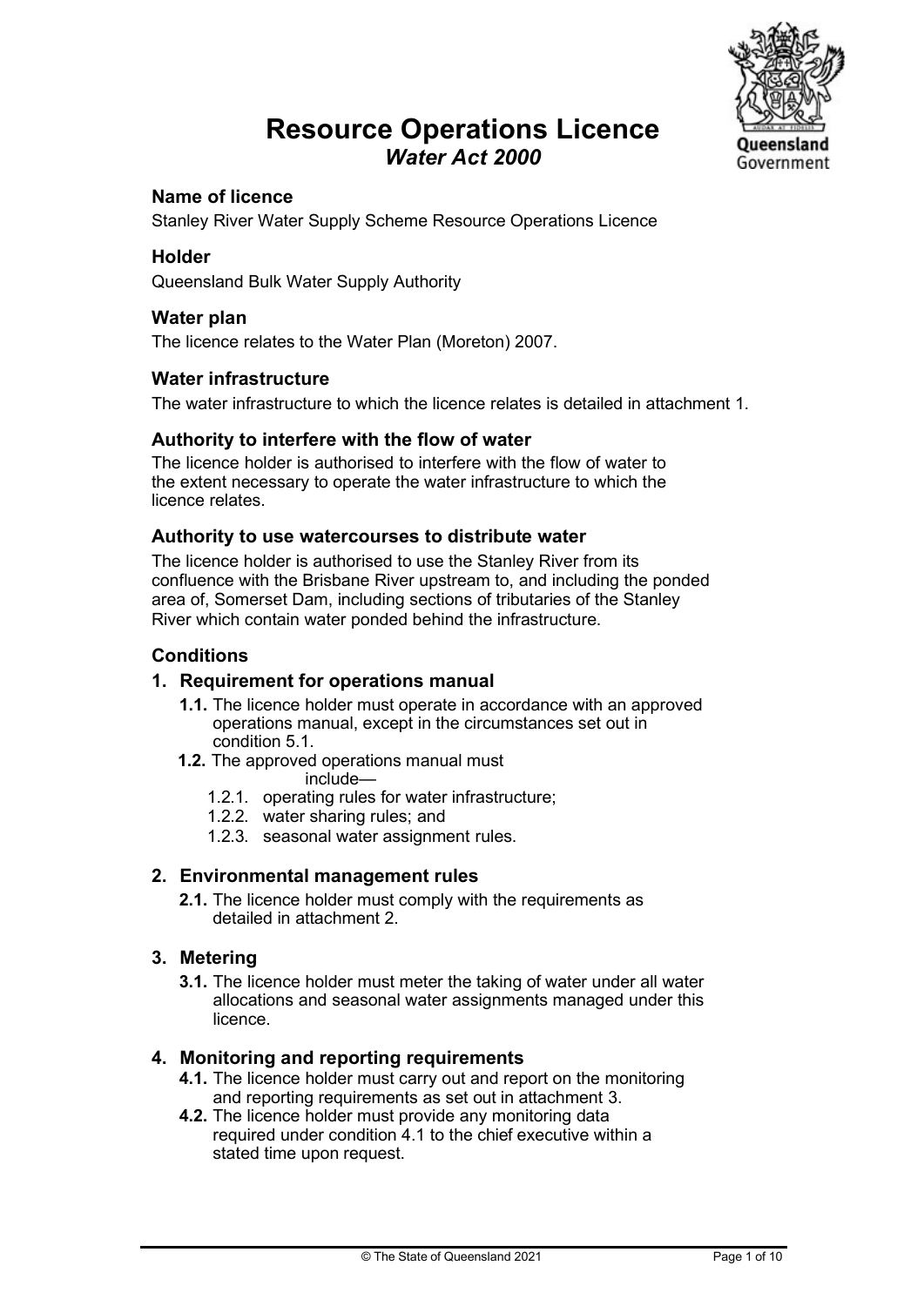# Resource Operations Licence

***Water Act 2000***

### Name of licence

Stanley River Water Supply Scheme Resource Operations Licence

### Holder

Queensland Bulk Water Supply Authority

### Water plan

The licence relates to the Water Plan (Moreton) 2007.

### Water infrastructure

The water infrastructure to which the licence relates is detailed in attachment 1.

### Authority to interfere with the flow of water

The licence holder is authorised to interfere with the flow of water to the extent necessary to operate the water infrastructure to which the licence relates.

### Authority to use watercourses to distribute water

The licence holder is authorised to use the Stanley River from its confluence with the Brisbane River upstream to, and including the ponded area of, Somerset Dam, including sections of tributaries of the Stanley River which contain water ponded behind the infrastructure.

## Conditions

### 1. Requirement for operations manual

**1.1.** The licence holder must operate in accordance with an approved operations manual, except in the circumstances set out in condition 5.1.

**1.2.** The approved operations manual must include—

- 1.2.1. operating rules for water infrastructure;
- 1.2.2. water sharing rules; and
- 1.2.3. seasonal water assignment rules.

### 2. Environmental management rules

**2.1.** The licence holder must comply with the requirements as detailed in attachment 2.

### 3. Metering

**3.1.** The licence holder must meter the taking of water under all water allocations and seasonal water assignments managed under this licence.

### 4. Monitoring and reporting requirements

**4.1.** The licence holder must carry out and report on the monitoring and reporting requirements as set out in attachment 3.

**4.2.** The licence holder must provide any monitoring data required under condition 4.1 to the chief executive within a stated time upon request.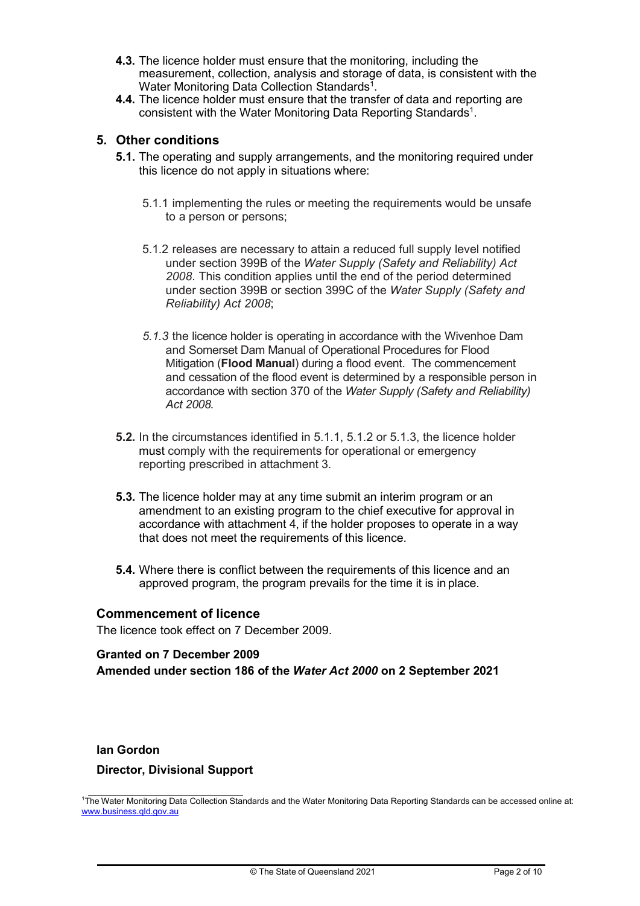**4.3.** The licence holder must ensure that the monitoring, including the measurement, collection, analysis and storage of data, is consistent with the Water Monitoring Data Collection Standards[1].

**4.4.** The licence holder must ensure that the transfer of data and reporting are consistent with the Water Monitoring Data Reporting Standards[1].

## 5. Other conditions

**5.1.** The operating and supply arrangements, and the monitoring required under this licence do not apply in situations where:

5.1.1 implementing the rules or meeting the requirements would be unsafe to a person or persons;

5.1.2 releases are necessary to attain a reduced full supply level notified under section 399B of the *Water Supply (Safety and Reliability) Act 2008*. This condition applies until the end of the period determined under section 399B or section 399C of the *Water Supply (Safety and Reliability) Act 2008*;

*5.1.3* the licence holder is operating in accordance with the Wivenhoe Dam and Somerset Dam Manual of Operational Procedures for Flood Mitigation (**Flood Manual**) during a flood event. The commencement and cessation of the flood event is determined by a responsible person in accordance with section 370 of the *Water Supply (Safety and Reliability) Act 2008.*

**5.2.** In the circumstances identified in 5.1.1, 5.1.2 or 5.1.3, the licence holder must comply with the requirements for operational or emergency reporting prescribed in attachment 3.

**5.3.** The licence holder may at any time submit an interim program or an amendment to an existing program to the chief executive for approval in accordance with attachment 4, if the holder proposes to operate in a way that does not meet the requirements of this licence.

**5.4.** Where there is conflict between the requirements of this licence and an approved program, the program prevails for the time it is in place.

### Commencement of licence

The licence took effect on 7 December 2009.

**Granted on 7 December 2009**
**Amended under section 186 of the *Water Act 2000* on 2 September 2021**

**Ian Gordon**

**Director, Divisional Support**

[1]The Water Monitoring Data Collection Standards and the Water Monitoring Data Reporting Standards can be accessed online at: www.business.qld.gov.au

© The State of Queensland 2021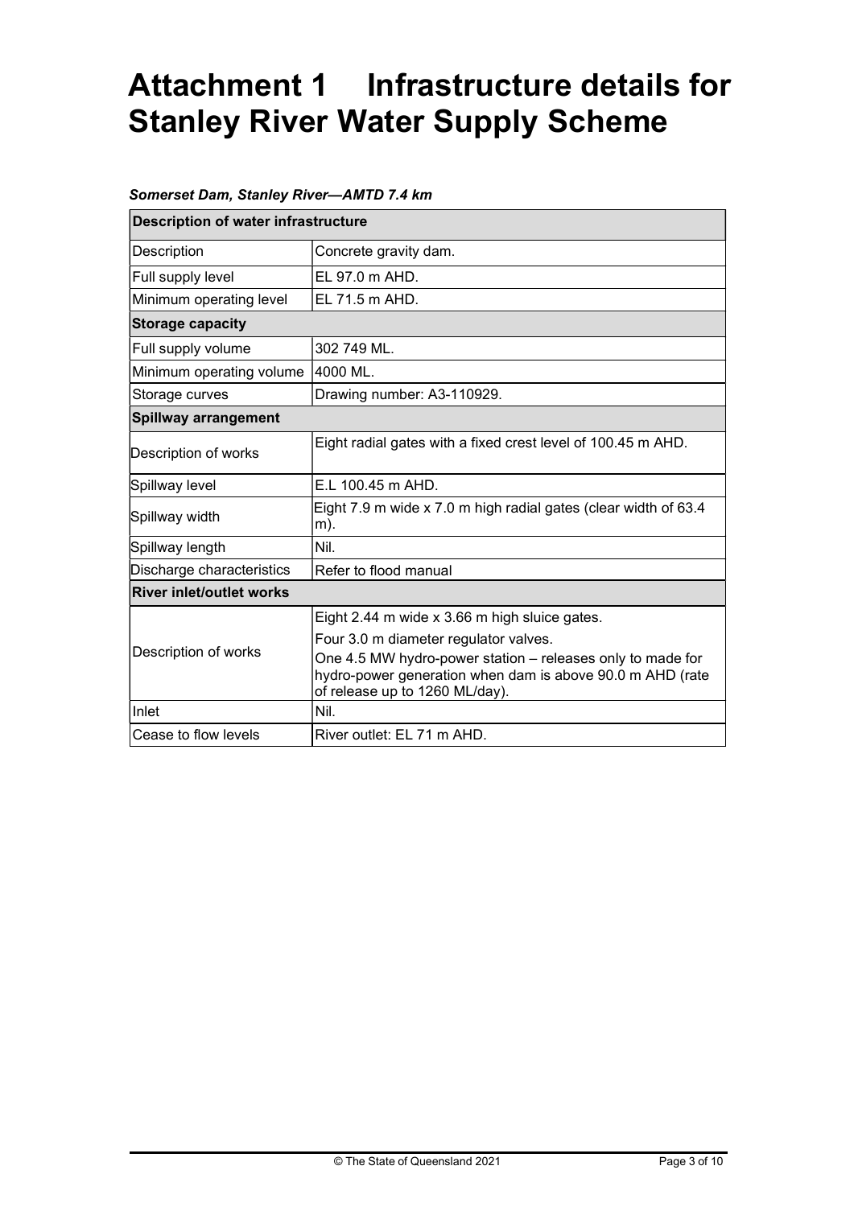# Attachment 1 Infrastructure details for Stanley River Water Supply Scheme

***Somerset Dam, Stanley River—AMTD 7.4 km***

| | |
|---|---|
| **Description of water infrastructure** | |
| Description | Concrete gravity dam. |
| Full supply level | EL 97.0 m AHD. |
| Minimum operating level | EL 71.5 m AHD. |
| **Storage capacity** | |
| Full supply volume | 302 749 ML. |
| Minimum operating volume | 4000 ML. |
| Storage curves | Drawing number: A3-110929. |
| **Spillway arrangement** | |
| Description of works | Eight radial gates with a fixed crest level of 100.45 m AHD. |
| Spillway level | E.L 100.45 m AHD. |
| Spillway width | Eight 7.9 m wide x 7.0 m high radial gates (clear width of 63.4 m). |
| Spillway length | Nil. |
| Discharge characteristics | Refer to flood manual |
| **River inlet/outlet works** | |
| Description of works | Eight 2.44 m wide x 3.66 m high sluice gates.<br>Four 3.0 m diameter regulator valves.<br>One 4.5 MW hydro-power station – releases only to made for hydro-power generation when dam is above 90.0 m AHD (rate of release up to 1260 ML/day). |
| Inlet | Nil. |
| Cease to flow levels | River outlet: EL 71 m AHD. |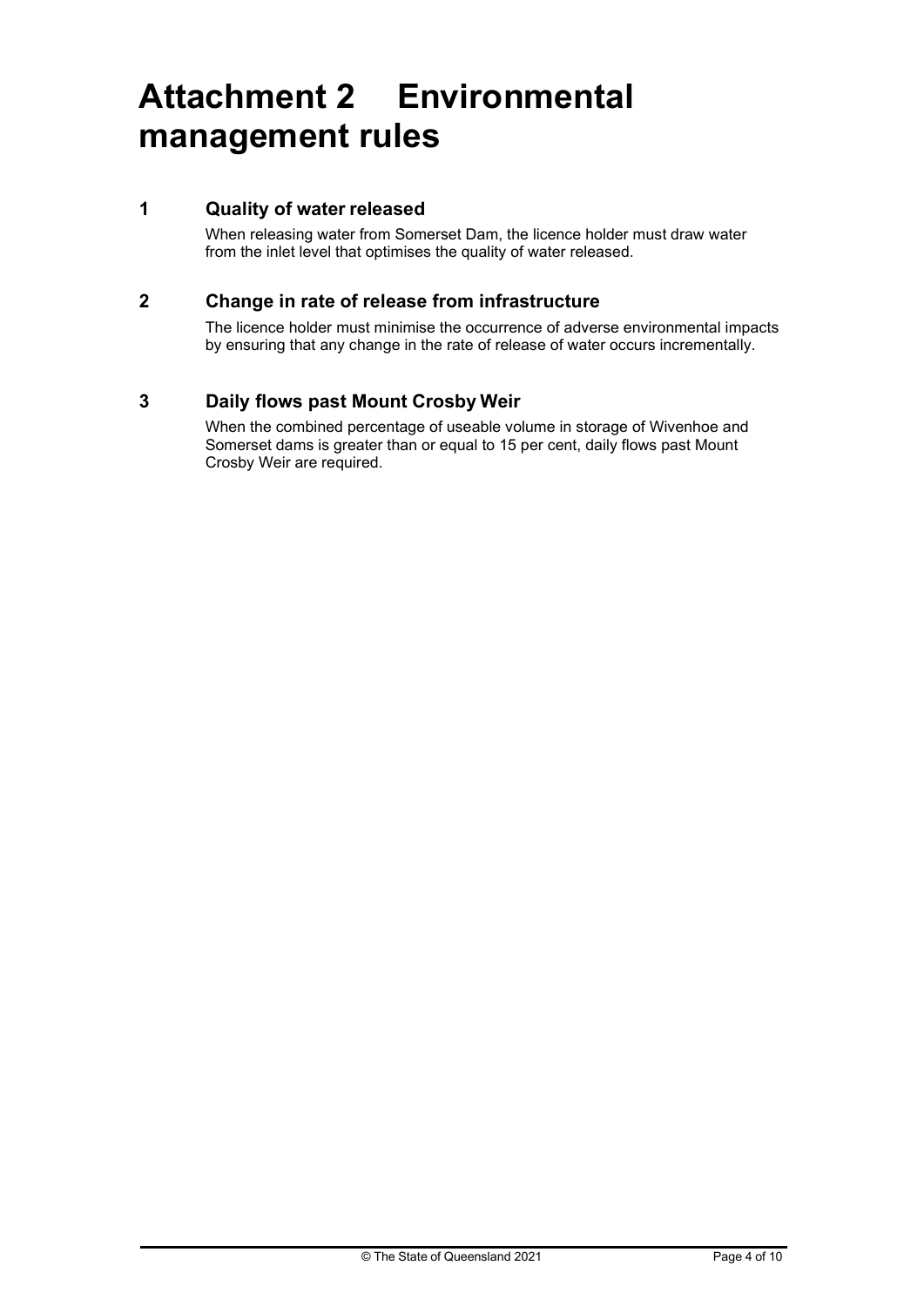# Attachment 2 Environmental management rules

## 1 Quality of water released

When releasing water from Somerset Dam, the licence holder must draw water from the inlet level that optimises the quality of water released.

## 2 Change in rate of release from infrastructure

The licence holder must minimise the occurrence of adverse environmental impacts by ensuring that any change in the rate of release of water occurs incrementally.

## 3 Daily flows past Mount Crosby Weir

When the combined percentage of useable volume in storage of Wivenhoe and Somerset dams is greater than or equal to 15 per cent, daily flows past Mount Crosby Weir are required.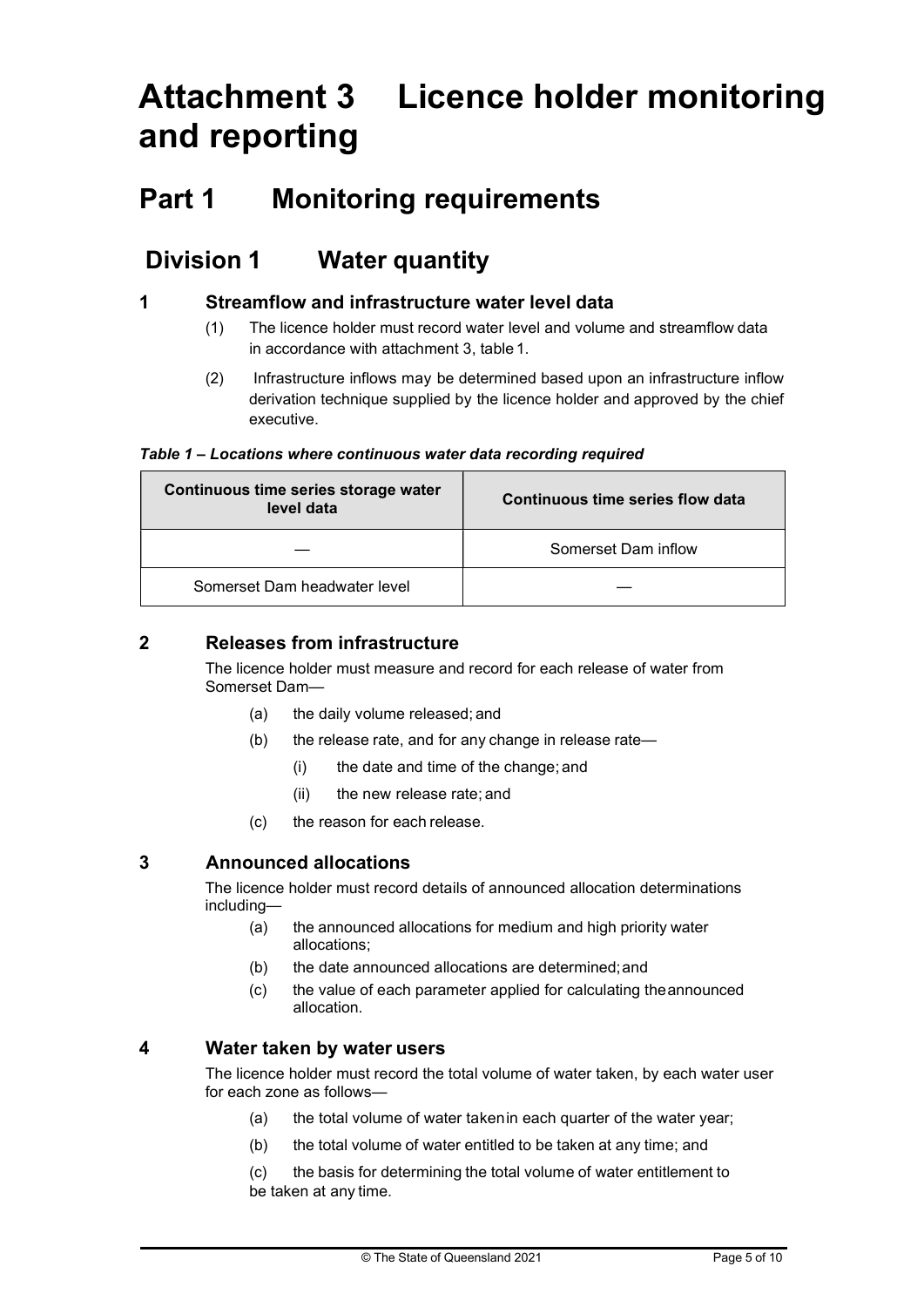# Attachment 3 Licence holder monitoring and reporting

## Part 1 Monitoring requirements

### Division 1 Water quantity

#### 1 Streamflow and infrastructure water level data

(1) The licence holder must record water level and volume and streamflow data in accordance with attachment 3, table 1.

(2) Infrastructure inflows may be determined based upon an infrastructure inflow derivation technique supplied by the licence holder and approved by the chief executive.

***Table 1 – Locations where continuous water data recording required***

| Continuous time series storage water level data | Continuous time series flow data |
|---|---|
| — | Somerset Dam inflow |
| Somerset Dam headwater level | — |

#### 2 Releases from infrastructure

The licence holder must measure and record for each release of water from Somerset Dam—

(a) the daily volume released; and

(b) the release rate, and for any change in release rate—

(i) the date and time of the change; and

(ii) the new release rate; and

(c) the reason for each release.

#### 3 Announced allocations

The licence holder must record details of announced allocation determinations including—

(a) the announced allocations for medium and high priority water allocations;

(b) the date announced allocations are determined; and

(c) the value of each parameter applied for calculating the announced allocation.

#### 4 Water taken by water users

The licence holder must record the total volume of water taken, by each water user for each zone as follows—

(a) the total volume of water taken in each quarter of the water year;

(b) the total volume of water entitled to be taken at any time; and

(c) the basis for determining the total volume of water entitlement to be taken at any time.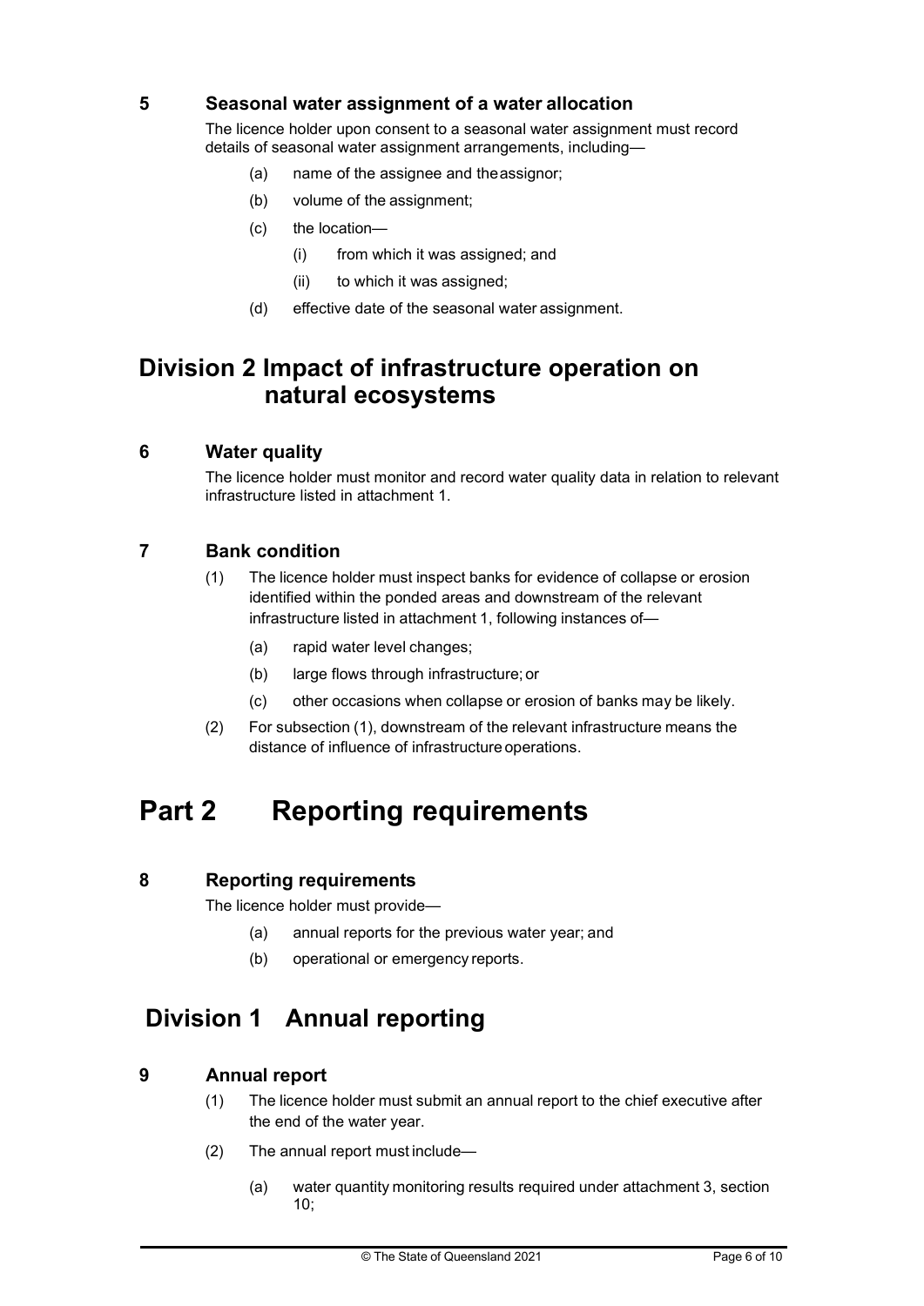### 5 Seasonal water assignment of a water allocation

The licence holder upon consent to a seasonal water assignment must record details of seasonal water assignment arrangements, including—

- (a) name of the assignee and the assignor;
- (b) volume of the assignment;
- (c) the location—
  - (i) from which it was assigned; and
  - (ii) to which it was assigned;
- (d) effective date of the seasonal water assignment.

## Division 2 Impact of infrastructure operation on natural ecosystems

### 6 Water quality

The licence holder must monitor and record water quality data in relation to relevant infrastructure listed in attachment 1.

### 7 Bank condition

(1) The licence holder must inspect banks for evidence of collapse or erosion identified within the ponded areas and downstream of the relevant infrastructure listed in attachment 1, following instances of—

- (a) rapid water level changes;
- (b) large flows through infrastructure; or
- (c) other occasions when collapse or erosion of banks may be likely.

(2) For subsection (1), downstream of the relevant infrastructure means the distance of influence of infrastructure operations.

# Part 2 Reporting requirements

### 8 Reporting requirements

The licence holder must provide—

- (a) annual reports for the previous water year; and
- (b) operational or emergency reports.

## Division 1 Annual reporting

### 9 Annual report

(1) The licence holder must submit an annual report to the chief executive after the end of the water year.

(2) The annual report must include—

- (a) water quantity monitoring results required under attachment 3, section 10;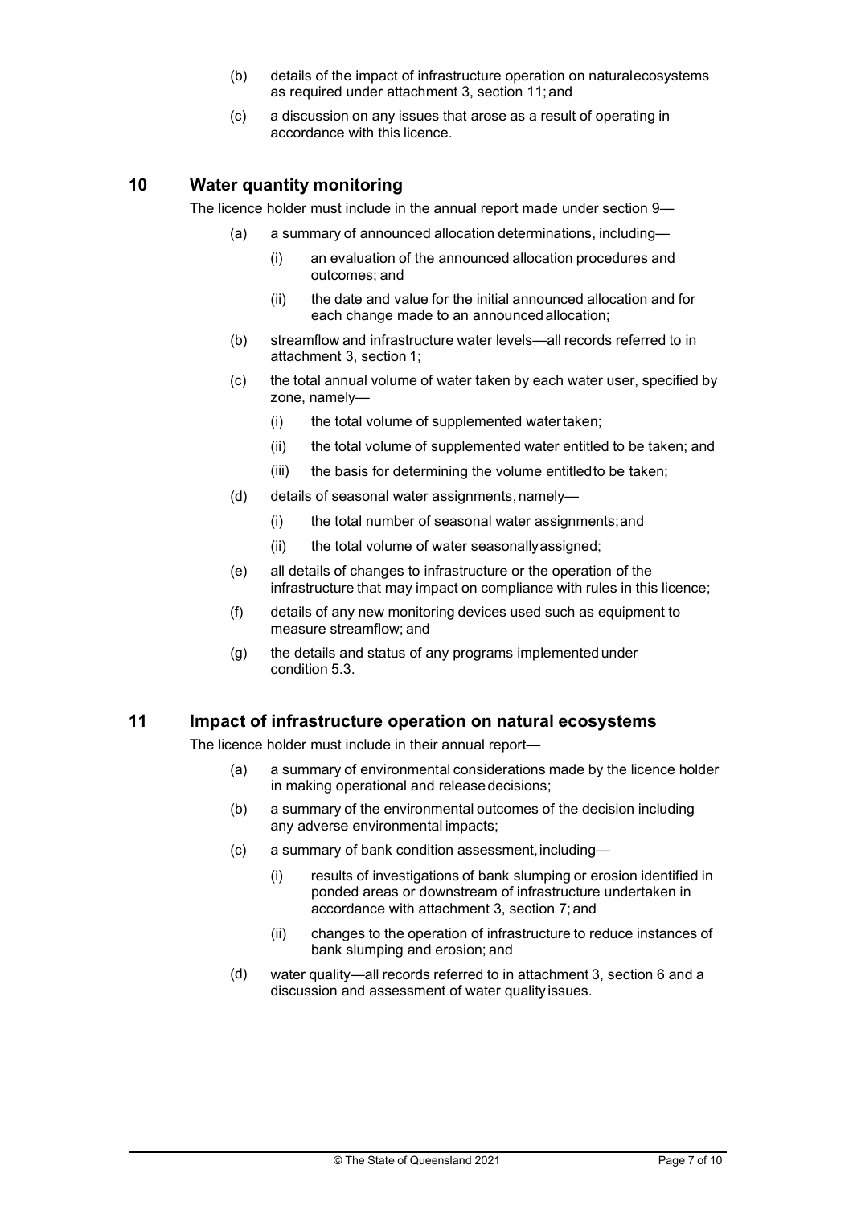(b) details of the impact of infrastructure operation on natural ecosystems as required under attachment 3, section 11; and

(c) a discussion on any issues that arose as a result of operating in accordance with this licence.

## 10 Water quantity monitoring

The licence holder must include in the annual report made under section 9—

(a) a summary of announced allocation determinations, including—

  (i) an evaluation of the announced allocation procedures and outcomes; and

  (ii) the date and value for the initial announced allocation and for each change made to an announced allocation;

(b) streamflow and infrastructure water levels—all records referred to in attachment 3, section 1;

(c) the total annual volume of water taken by each water user, specified by zone, namely—

  (i) the total volume of supplemented water taken;

  (ii) the total volume of supplemented water entitled to be taken; and

  (iii) the basis for determining the volume entitled to be taken;

(d) details of seasonal water assignments, namely—

  (i) the total number of seasonal water assignments; and

  (ii) the total volume of water seasonally assigned;

(e) all details of changes to infrastructure or the operation of the infrastructure that may impact on compliance with rules in this licence;

(f) details of any new monitoring devices used such as equipment to measure streamflow; and

(g) the details and status of any programs implemented under condition 5.3.

## 11 Impact of infrastructure operation on natural ecosystems

The licence holder must include in their annual report—

(a) a summary of environmental considerations made by the licence holder in making operational and release decisions;

(b) a summary of the environmental outcomes of the decision including any adverse environmental impacts;

(c) a summary of bank condition assessment, including—

  (i) results of investigations of bank slumping or erosion identified in ponded areas or downstream of infrastructure undertaken in accordance with attachment 3, section 7; and

  (ii) changes to the operation of infrastructure to reduce instances of bank slumping and erosion; and

(d) water quality—all records referred to in attachment 3, section 6 and a discussion and assessment of water quality issues.

© The State of Queensland 2021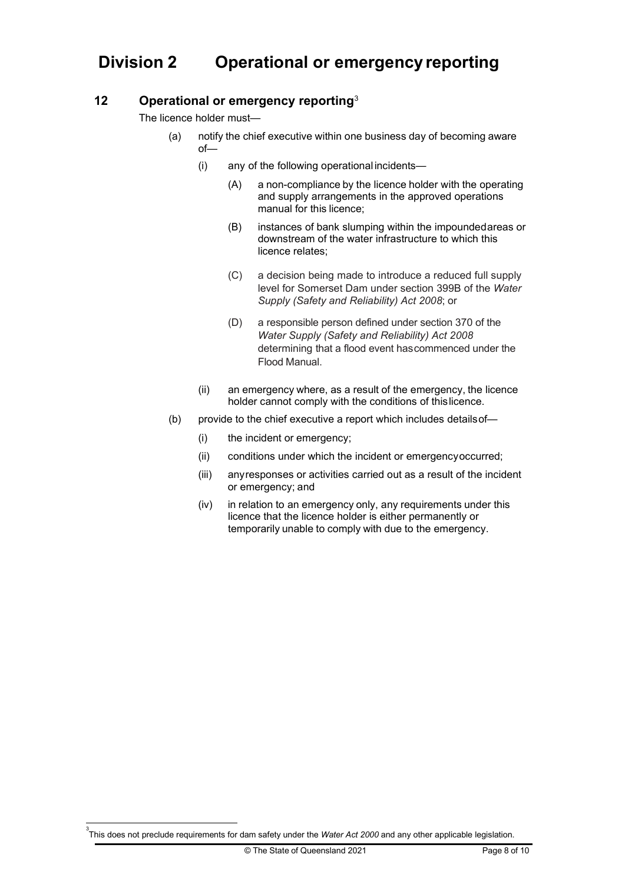# Division 2 Operational or emergency reporting

## 12 Operational or emergency reporting[3]

The licence holder must—

(a) notify the chief executive within one business day of becoming aware of—

(i) any of the following operational incidents—

(A) a non-compliance by the licence holder with the operating and supply arrangements in the approved operations manual for this licence;

(B) instances of bank slumping within the impounded areas or downstream of the water infrastructure to which this licence relates;

(C) a decision being made to introduce a reduced full supply level for Somerset Dam under section 399B of the *Water Supply (Safety and Reliability) Act 2008*; or

(D) a responsible person defined under section 370 of the *Water Supply (Safety and Reliability) Act 2008* determining that a flood event has commenced under the Flood Manual.

(ii) an emergency where, as a result of the emergency, the licence holder cannot comply with the conditions of this licence.

(b) provide to the chief executive a report which includes details of—

(i) the incident or emergency;

(ii) conditions under which the incident or emergency occurred;

(iii) any responses or activities carried out as a result of the incident or emergency; and

(iv) in relation to an emergency only, any requirements under this licence that the licence holder is either permanently or temporarily unable to comply with due to the emergency.

---

[3] This does not preclude requirements for dam safety under the *Water Act 2000* and any other applicable legislation.

© The State of Queensland 2021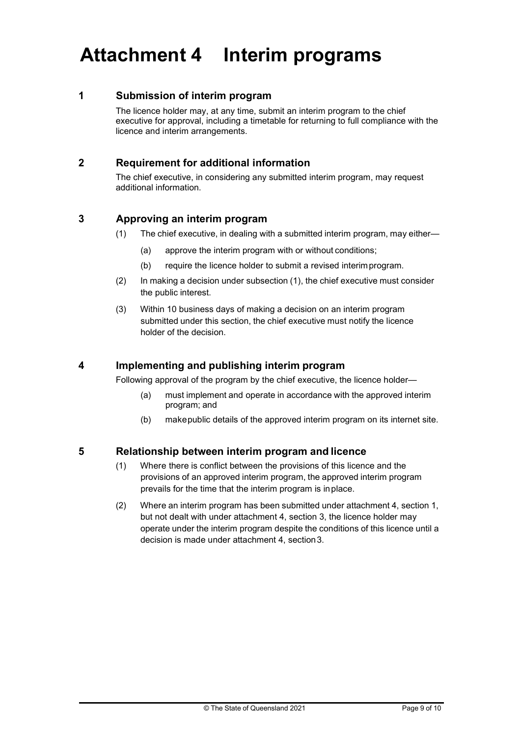# Attachment 4 Interim programs

## 1 Submission of interim program

The licence holder may, at any time, submit an interim program to the chief executive for approval, including a timetable for returning to full compliance with the licence and interim arrangements.

## 2 Requirement for additional information

The chief executive, in considering any submitted interim program, may request additional information.

## 3 Approving an interim program

(1) The chief executive, in dealing with a submitted interim program, may either—

(a) approve the interim program with or without conditions;

(b) require the licence holder to submit a revised interim program.

(2) In making a decision under subsection (1), the chief executive must consider the public interest.

(3) Within 10 business days of making a decision on an interim program submitted under this section, the chief executive must notify the licence holder of the decision.

## 4 Implementing and publishing interim program

Following approval of the program by the chief executive, the licence holder—

(a) must implement and operate in accordance with the approved interim program; and

(b) make public details of the approved interim program on its internet site.

## 5 Relationship between interim program and licence

(1) Where there is conflict between the provisions of this licence and the provisions of an approved interim program, the approved interim program prevails for the time that the interim program is in place.

(2) Where an interim program has been submitted under attachment 4, section 1, but not dealt with under attachment 4, section 3, the licence holder may operate under the interim program despite the conditions of this licence until a decision is made under attachment 4, section 3.

© The State of Queensland 2021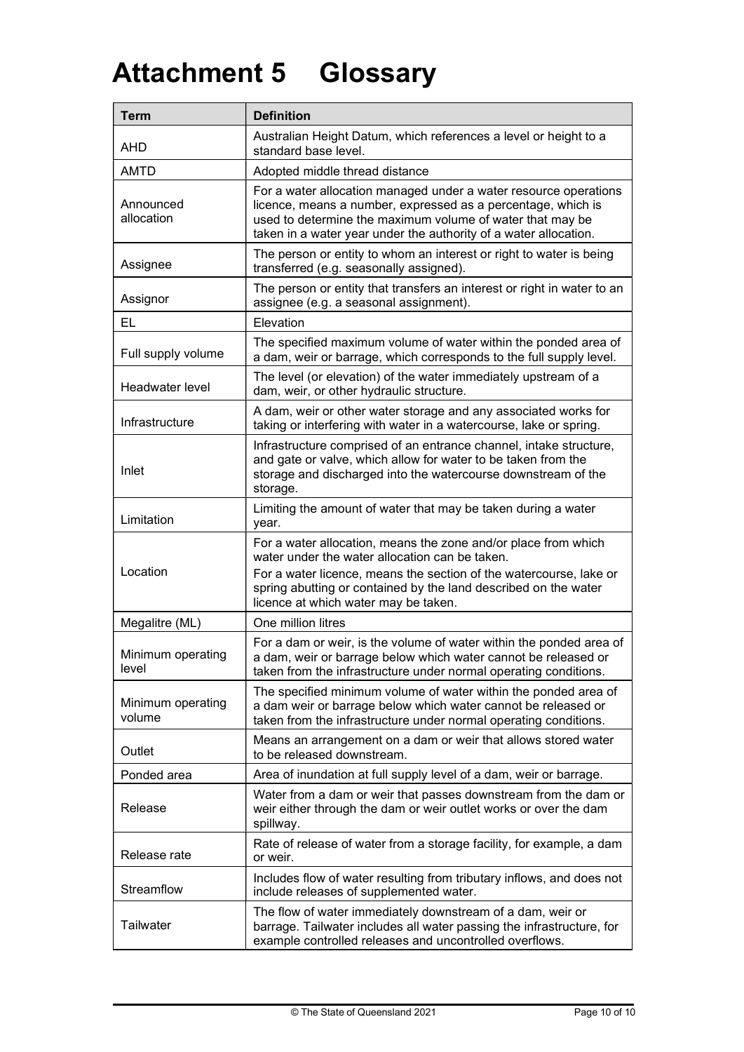# Attachment 5 Glossary

| Term | Definition |
|---|---|
| AHD | Australian Height Datum, which references a level or height to a standard base level. |
| AMTD | Adopted middle thread distance |
| Announced allocation | For a water allocation managed under a water resource operations licence, means a number, expressed as a percentage, which is used to determine the maximum volume of water that may be taken in a water year under the authority of a water allocation. |
| Assignee | The person or entity to whom an interest or right to water is being transferred (e.g. seasonally assigned). |
| Assignor | The person or entity that transfers an interest or right in water to an assignee (e.g. a seasonal assignment). |
| EL | Elevation |
| Full supply volume | The specified maximum volume of water within the ponded area of a dam, weir or barrage, which corresponds to the full supply level. |
| Headwater level | The level (or elevation) of the water immediately upstream of a dam, weir, or other hydraulic structure. |
| Infrastructure | A dam, weir or other water storage and any associated works for taking or interfering with water in a watercourse, lake or spring. |
| Inlet | Infrastructure comprised of an entrance channel, intake structure, and gate or valve, which allow for water to be taken from the storage and discharged into the watercourse downstream of the storage. |
| Limitation | Limiting the amount of water that may be taken during a water year. |
| Location | For a water allocation, means the zone and/or place from which water under the water allocation can be taken.<br>For a water licence, means the section of the watercourse, lake or spring abutting or contained by the land described on the water licence at which water may be taken. |
| Megalitre (ML) | One million litres |
| Minimum operating level | For a dam or weir, is the volume of water within the ponded area of a dam, weir or barrage below which water cannot be released or taken from the infrastructure under normal operating conditions. |
| Minimum operating volume | The specified minimum volume of water within the ponded area of a dam weir or barrage below which water cannot be released or taken from the infrastructure under normal operating conditions. |
| Outlet | Means an arrangement on a dam or weir that allows stored water to be released downstream. |
| Ponded area | Area of inundation at full supply level of a dam, weir or barrage. |
| Release | Water from a dam or weir that passes downstream from the dam or weir either through the dam or weir outlet works or over the dam spillway. |
| Release rate | Rate of release of water from a storage facility, for example, a dam or weir. |
| Streamflow | Includes flow of water resulting from tributary inflows, and does not include releases of supplemented water. |
| Tailwater | The flow of water immediately downstream of a dam, weir or barrage. Tailwater includes all water passing the infrastructure, for example controlled releases and uncontrolled overflows. |

© The State of Queensland 2021